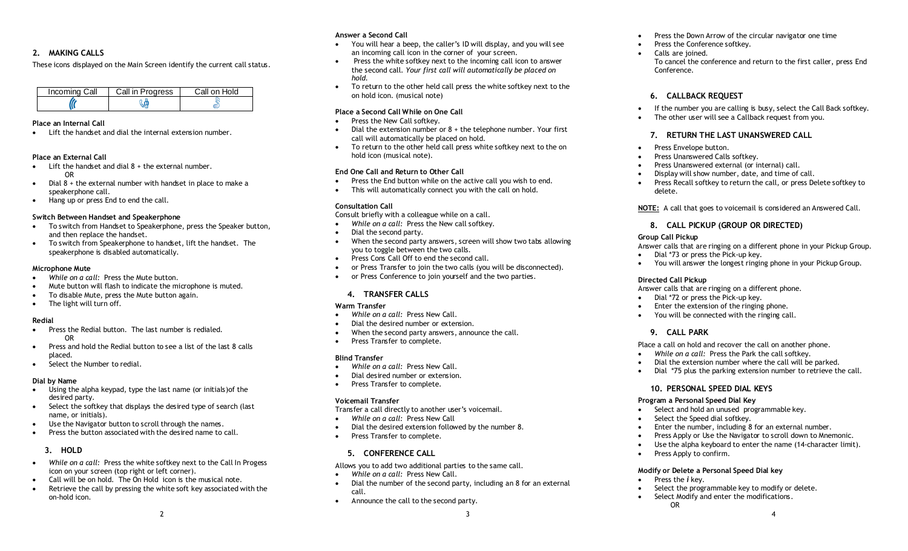## 2. MAKING CALLS

These icons displayed on the Main Screen identify the current call status.

| Incoming Call | Call in Progress | Call on Hold |
| --- | --- | --- |
| | | |

### Place an Internal Call

- Lift the handset and dial the internal extension number.

### Place an External Call

- Lift the handset and dial 8 + the external number.
  OR
- Dial 8 + the external number with handset in place to make a speakerphone call.
- Hang up or press End to end the call.

### Switch Between Handset and Speakerphone

- To switch from Handset to Speakerphone, press the Speaker button, and then replace the handset.
- To switch from Speakerphone to handset, lift the handset. The speakerphone is disabled automatically.

### Microphone Mute

- *While on a call:* Press the Mute button.
- Mute button will flash to indicate the microphone is muted.
- To disable Mute, press the Mute button again.
- The light will turn off.

### Redial

- Press the Redial button. The last number is redialed.
  OR
- Press and hold the Redial button to see a list of the last 8 calls placed.
- Select the Number to redial.

### Dial by Name

- Using the alpha keypad, type the last name (or initials)of the desired party.
- Select the softkey that displays the desired type of search (last name, or initials).
- Use the Navigator button to scroll through the names.
- Press the button associated with the desired name to call.

## 3. HOLD

- *While on a call:* Press the white softkey next to the Call In Progess icon on your screen (top right or left corner).
- Call will be on hold. The On Hold icon is the musical note.
- Retrieve the call by pressing the white soft key associated with the on-hold icon.

### Answer a Second Call

- You will hear a beep, the caller's ID will display, and you will see an incoming call icon in the corner of your screen.
- Press the white softkey next to the incoming call icon to answer the second call. *Your first call will automatically be placed on hold.*
- To return to the other held call press the white softkey next to the on hold icon. (musical note)

### Place a Second Call While on One Call

- Press the New Call softkey.
- Dial the extension number or 8 + the telephone number. Your first call will automatically be placed on hold.
- To return to the other held call press white softkey next to the on hold icon (musical note).

### End One Call and Return to Other Call

- Press the End button while on the active call you wish to end.
- This will automatically connect you with the call on hold.

### Consultation Call

Consult briefly with a colleague while on a call.

- *While on a call:* Press the New call softkey.
- Dial the second party.
- When the second party answers, screen will show two tabs allowing you to toggle between the two calls.
- Press Cons Call Off to end the second call.
- or Press Transfer to join the two calls (you will be disconnected).
- or Press Conference to join yourself and the two parties.

## 4. TRANSFER CALLS

### Warm Transfer

- *While on a call:* Press New Call.
- Dial the desired number or extension.
- When the second party answers, announce the call.
- Press Transfer to complete.

### Blind Transfer

- *While on a call:* Press New Call.
- Dial desired number or extension.
- Press Transfer to complete.

### Voicemail Transfer

Transfer a call directly to another user's voicemail.

- *While on a call:* Press New Call
- Dial the desired extension followed by the number 8.
- Press Transfer to complete.

## 5. CONFERENCE CALL

Allows you to add two additional parties to the same call.

- *While on a call:* Press New Call.
- Dial the number of the second party, including an 8 for an external call.
- Announce the call to the second party.
- Press the Down Arrow of the circular navigator one time
- Press the Conference softkey.
- Calls are joined.
  To cancel the conference and return to the first caller, press End Conference.

## 6. CALLBACK REQUEST

- If the number you are calling is busy, select the Call Back softkey.
- The other user will see a Callback request from you.

## 7. RETURN THE LAST UNANSWERED CALL

- Press Envelope button.
- Press Unanswered Calls softkey.
- Press Unanswered external (or internal) call.
- Display will show number, date, and time of call.
- Press Recall softkey to return the call, or press Delete softkey to delete.

**NOTE:** A call that goes to voicemail is considered an Answered Call.

## 8. CALL PICKUP (GROUP OR DIRECTED)

### Group Call Pickup

Answer calls that are ringing on a different phone in your Pickup Group.

- Dial *73 or press the Pick-up key.
- You will answer the longest ringing phone in your Pickup Group.

### Directed Call Pickup

Answer calls that are ringing on a different phone.

- Dial *72 or press the Pick-up key.
- Enter the extension of the ringing phone.
- You will be connected with the ringing call.

## 9. CALL PARK

Place a call on hold and recover the call on another phone.

- *While on a call:* Press the Park the call softkey.
- Dial the extension number where the call will be parked.
- Dial *75 plus the parking extension number to retrieve the call.

## 10. PERSONAL SPEED DIAL KEYS

### Program a Personal Speed Dial Key

- Select and hold an unused programmable key.
- Select the Speed dial softkey.
- Enter the number, including 8 for an external number.
- Press Apply or Use the Navigator to scroll down to Mnemonic.
- Use the alpha keyboard to enter the name (14-character limit).
- Press Apply to confirm.

### Modify or Delete a Personal Speed Dial key

- Press the ***i*** key.
- Select the programmable key to modify or delete.
- Select Modify and enter the modifications.
  OR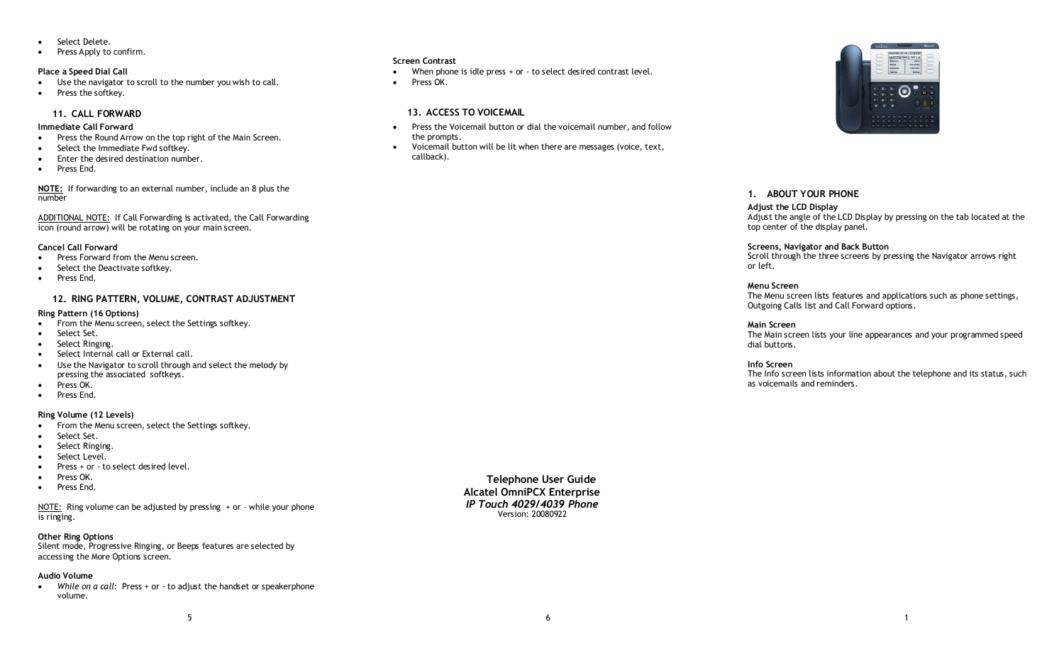- Select Delete.
- Press Apply to confirm.

**Place a Speed Dial Call**

- Use the navigator to scroll to the number you wish to call.
- Press the softkey.

## 11. CALL FORWARD

**Immediate Call Forward**

- Press the Round Arrow on the top right of the Main Screen.
- Select the Immediate Fwd softkey.
- Enter the desired destination number.
- Press End.

NOTE: If forwarding to an external number, include an 8 plus the number

ADDITIONAL NOTE: If Call Forwarding is activated, the Call Forwarding icon (round arrow) will be rotating on your main screen.

**Cancel Call Forward**

- Press Forward from the Menu screen.
- Select the Deactivate softkey.
- Press End.

## 12. RING PATTERN, VOLUME, CONTRAST ADJUSTMENT

**Ring Pattern (16 Options)**

- From the Menu screen, select the Settings softkey.
- Select Set.
- Select Ringing.
- Select Internal call or External call.
- Use the Navigator to scroll through and select the melody by pressing the associated softkeys.
- Press OK.
- Press End.

**Ring Volume (12 Levels)**

- From the Menu screen, select the Settings softkey.
- Select Set.
- Select Ringing.
- Select Level.
- Press + or - to select desired level.
- Press OK.
- Press End.

NOTE: Ring volume can be adjusted by pressing + or – while your phone is ringing.

**Other Ring Options**

Silent mode, Progressive Ringing, or Beeps features are selected by accessing the More Options screen.

**Audio Volume**

- *While on a call:* Press + or - to adjust the handset or speakerphone volume.

**Screen Contrast**

- When phone is idle press + or - to select desired contrast level.
- Press OK.

## 13. ACCESS TO VOICEMAIL

- Press the Voicemail button or dial the voicemail number, and follow the prompts.
- Voicemail button will be lit when there are messages (voice, text, callback).

**Telephone User Guide**
**Alcatel OmniPCX Enterprise**
***IP Touch 4029/4039 Phone***
Version: 20080922

## 1. ABOUT YOUR PHONE

**Adjust the LCD Display**

Adjust the angle of the LCD Display by pressing on the tab located at the top center of the display panel.

**Screens, Navigator and Back Button**

Scroll through the three screens by pressing the Navigator arrows right or left.

**Menu Screen**

The Menu screen lists features and applications such as phone settings, Outgoing Calls list and Call Forward options.

**Main Screen**

The Main screen lists your line appearances and your programmed speed dial buttons.

**Info Screen**

The Info screen lists information about the telephone and its status, such as voicemails and reminders.